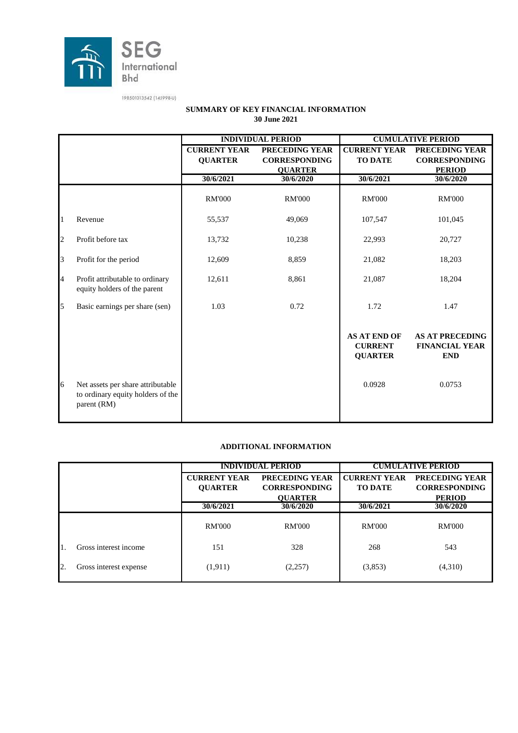SEG International Bhd

198501013542 (145998-U)

## SUMMARY OF KEY FINANCIAL INFORMATION
**30 June 2021**

| | | INDIVIDUAL PERIOD | | CUMULATIVE PERIOD | |
|---|---|---|---|---|---|
| | | CURRENT YEAR QUARTER | PRECEDING YEAR CORRESPONDING QUARTER | CURRENT YEAR TO DATE | PRECEDING YEAR CORRESPONDING PERIOD |
| | | 30/6/2021 | 30/6/2020 | 30/6/2021 | 30/6/2020 |
| | | RM'000 | RM'000 | RM'000 | RM'000 |
| 1 | Revenue | 55,537 | 49,069 | 107,547 | 101,045 |
| 2 | Profit before tax | 13,732 | 10,238 | 22,993 | 20,727 |
| 3 | Profit for the period | 12,609 | 8,859 | 21,082 | 18,203 |
| 4 | Profit attributable to ordinary equity holders of the parent | 12,611 | 8,861 | 21,087 | 18,204 |
| 5 | Basic earnings per share (sen) | 1.03 | 0.72 | 1.72 | 1.47 |
| | | | | AS AT END OF CURRENT QUARTER | AS AT PRECEDING FINANCIAL YEAR END |
| 6 | Net assets per share attributable to ordinary equity holders of the parent (RM) | | | 0.0928 | 0.0753 |

## ADDITIONAL INFORMATION

| | | INDIVIDUAL PERIOD | | CUMULATIVE PERIOD | |
|---|---|---|---|---|---|
| | | CURRENT YEAR QUARTER | PRECEDING YEAR CORRESPONDING QUARTER | CURRENT YEAR TO DATE | PRECEDING YEAR CORRESPONDING PERIOD |
| | | 30/6/2021 | 30/6/2020 | 30/6/2021 | 30/6/2020 |
| | | RM'000 | RM'000 | RM'000 | RM'000 |
| 1. | Gross interest income | 151 | 328 | 268 | 543 |
| 2. | Gross interest expense | (1,911) | (2,257) | (3,853) | (4,310) |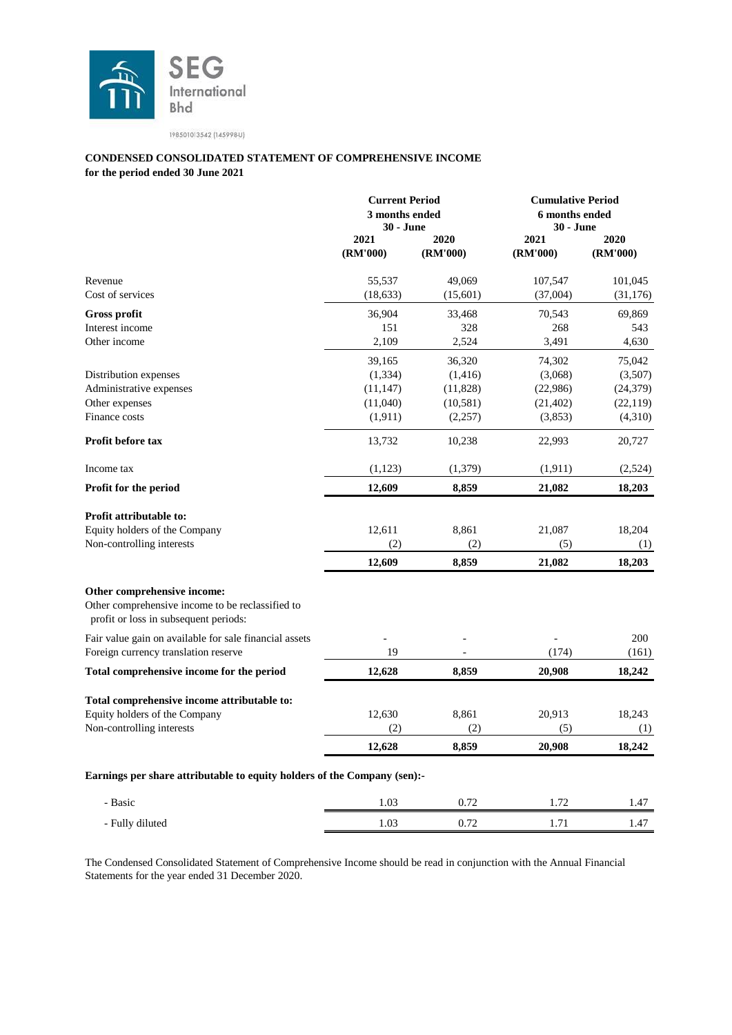SEG International Bhd

198501013542 (145998-U)

**CONDENSED CONSOLIDATED STATEMENT OF COMPREHENSIVE INCOME**
**for the period ended 30 June 2021**

| | Current Period 3 months ended 30 - June | | Cumulative Period 6 months ended 30 - June | |
|---|---|---|---|---|
| | 2021 (RM'000) | 2020 (RM'000) | 2021 (RM'000) | 2020 (RM'000) |
| Revenue | 55,537 | 49,069 | 107,547 | 101,045 |
| Cost of services | (18,633) | (15,601) | (37,004) | (31,176) |
| **Gross profit** | 36,904 | 33,468 | 70,543 | 69,869 |
| Interest income | 151 | 328 | 268 | 543 |
| Other income | 2,109 | 2,524 | 3,491 | 4,630 |
| | 39,165 | 36,320 | 74,302 | 75,042 |
| Distribution expenses | (1,334) | (1,416) | (3,068) | (3,507) |
| Administrative expenses | (11,147) | (11,828) | (22,986) | (24,379) |
| Other expenses | (11,040) | (10,581) | (21,402) | (22,119) |
| Finance costs | (1,911) | (2,257) | (3,853) | (4,310) |
| **Profit before tax** | 13,732 | 10,238 | 22,993 | 20,727 |
| Income tax | (1,123) | (1,379) | (1,911) | (2,524) |
| **Profit for the period** | **12,609** | **8,859** | **21,082** | **18,203** |
| **Profit attributable to:** | | | | |
| Equity holders of the Company | 12,611 | 8,861 | 21,087 | 18,204 |
| Non-controlling interests | (2) | (2) | (5) | (1) |
| | **12,609** | **8,859** | **21,082** | **18,203** |
| **Other comprehensive income:** | | | | |
| Other comprehensive income to be reclassified to profit or loss in subsequent periods: | | | | |
| Fair value gain on available for sale financial assets | - | - | - | 200 |
| Foreign currency translation reserve | 19 | - | (174) | (161) |
| **Total comprehensive income for the period** | **12,628** | **8,859** | **20,908** | **18,242** |
| **Total comprehensive income attributable to:** | | | | |
| Equity holders of the Company | 12,630 | 8,861 | 20,913 | 18,243 |
| Non-controlling interests | (2) | (2) | (5) | (1) |
| | **12,628** | **8,859** | **20,908** | **18,242** |
| **Earnings per share attributable to equity holders of the Company (sen):-** | | | | |
| - Basic | 1.03 | 0.72 | 1.72 | 1.47 |
| - Fully diluted | 1.03 | 0.72 | 1.71 | 1.47 |

The Condensed Consolidated Statement of Comprehensive Income should be read in conjunction with the Annual Financial Statements for the year ended 31 December 2020.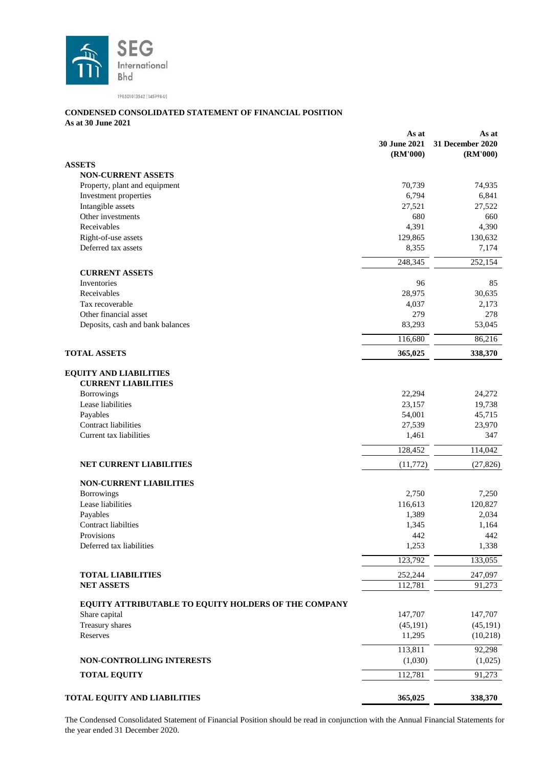SEG International Bhd

198501013542 (145998-U)

**CONDENSED CONSOLIDATED STATEMENT OF FINANCIAL POSITION**
**As at 30 June 2021**

| | As at 30 June 2021 (RM'000) | As at 31 December 2020 (RM'000) |
|---|---|---|
| **ASSETS** | | |
| **NON-CURRENT ASSETS** | | |
| Property, plant and equipment | 70,739 | 74,935 |
| Investment properties | 6,794 | 6,841 |
| Intangible assets | 27,521 | 27,522 |
| Other investments | 680 | 660 |
| Receivables | 4,391 | 4,390 |
| Right-of-use assets | 129,865 | 130,632 |
| Deferred tax assets | 8,355 | 7,174 |
| | 248,345 | 252,154 |
| **CURRENT ASSETS** | | |
| Inventories | 96 | 85 |
| Receivables | 28,975 | 30,635 |
| Tax recoverable | 4,037 | 2,173 |
| Other financial asset | 279 | 278 |
| Deposits, cash and bank balances | 83,293 | 53,045 |
| | 116,680 | 86,216 |
| **TOTAL ASSETS** | **365,025** | **338,370** |
| **EQUITY AND LIABILITIES** | | |
| **CURRENT LIABILITIES** | | |
| Borrowings | 22,294 | 24,272 |
| Lease liabilities | 23,157 | 19,738 |
| Payables | 54,001 | 45,715 |
| Contract liabilities | 27,539 | 23,970 |
| Current tax liabilities | 1,461 | 347 |
| | 128,452 | 114,042 |
| **NET CURRENT LIABILITIES** | (11,772) | (27,826) |
| **NON-CURRENT LIABILITIES** | | |
| Borrowings | 2,750 | 7,250 |
| Lease liabilities | 116,613 | 120,827 |
| Payables | 1,389 | 2,034 |
| Contract liabilties | 1,345 | 1,164 |
| Provisions | 442 | 442 |
| Deferred tax liabilities | 1,253 | 1,338 |
| | 123,792 | 133,055 |
| **TOTAL LIABILITIES** | 252,244 | 247,097 |
| **NET ASSETS** | 112,781 | 91,273 |
| **EQUITY ATTRIBUTABLE TO EQUITY HOLDERS OF THE COMPANY** | | |
| Share capital | 147,707 | 147,707 |
| Treasury shares | (45,191) | (45,191) |
| Reserves | 11,295 | (10,218) |
| | 113,811 | 92,298 |
| **NON-CONTROLLING INTERESTS** | (1,030) | (1,025) |
| **TOTAL EQUITY** | 112,781 | 91,273 |
| **TOTAL EQUITY AND LIABILITIES** | **365,025** | **338,370** |

The Condensed Consolidated Statement of Financial Position should be read in conjunction with the Annual Financial Statements for the year ended 31 December 2020.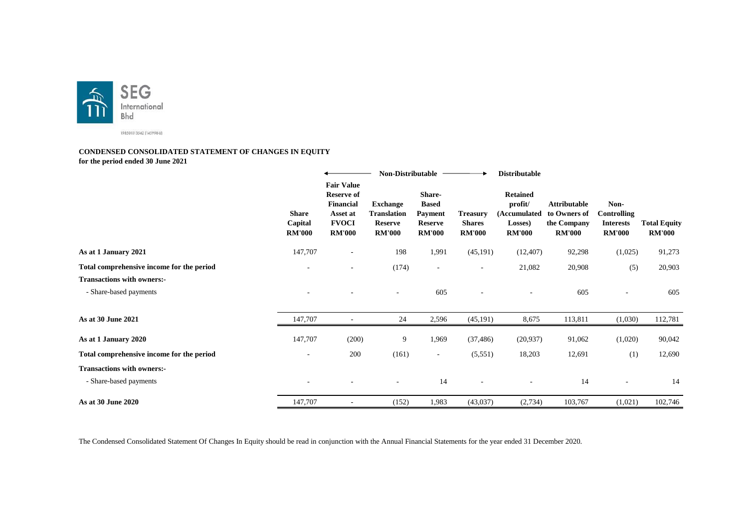SEG International Bhd

198501013542 (145998-U)

**CONDENSED CONSOLIDATED STATEMENT OF CHANGES IN EQUITY**
**for the period ended 30 June 2021**

| | Non-Distributable | | | | | Distributable | | | |
|---|---|---|---|---|---|---|---|---|---|
| | **Share Capital RM'000** | **Fair Value Reserve of Financial Asset at FVOCI RM'000** | **Exchange Translation Reserve RM'000** | **Share-Based Payment Reserve RM'000** | **Treasury Shares RM'000** | **Retained profit/ (Accumulated Losses) RM'000** | **Attributable to Owners of the Company RM'000** | **Non-Controlling Interests RM'000** | **Total Equity RM'000** |
| **As at 1 January 2021** | 147,707 | - | 198 | 1,991 | (45,191) | (12,407) | 92,298 | (1,025) | 91,273 |
| **Total comprehensive income for the period** | - | - | (174) | - | - | 21,082 | 20,908 | (5) | 20,903 |
| **Transactions with owners:-** | | | | | | | | | |
| - Share-based payments | - | - | - | 605 | - | - | 605 | - | 605 |
| **As at 30 June 2021** | 147,707 | - | 24 | 2,596 | (45,191) | 8,675 | 113,811 | (1,030) | 112,781 |
| **As at 1 January 2020** | 147,707 | (200) | 9 | 1,969 | (37,486) | (20,937) | 91,062 | (1,020) | 90,042 |
| **Total comprehensive income for the period** | - | 200 | (161) | - | (5,551) | 18,203 | 12,691 | (1) | 12,690 |
| **Transactions with owners:-** | | | | | | | | | |
| - Share-based payments | - | - | - | 14 | - | - | 14 | - | 14 |
| **As at 30 June 2020** | 147,707 | - | (152) | 1,983 | (43,037) | (2,734) | 103,767 | (1,021) | 102,746 |

The Condensed Consolidated Statement Of Changes In Equity should be read in conjunction with the Annual Financial Statements for the year ended 31 December 2020.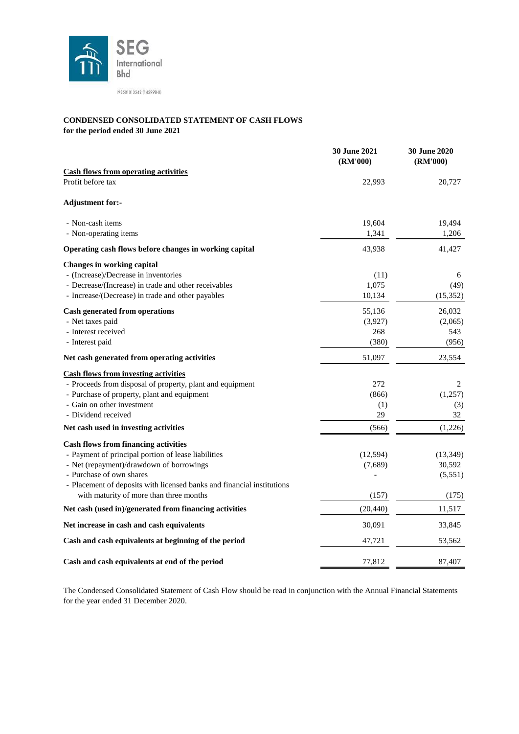SEG International Bhd

198501013542 (145998-U)

**CONDENSED CONSOLIDATED STATEMENT OF CASH FLOWS**
**for the period ended 30 June 2021**

| | 30 June 2021 (RM'000) | 30 June 2020 (RM'000) |
|---|---|---|
| **Cash flows from operating activities** | | |
| Profit before tax | 22,993 | 20,727 |
| **Adjustment for:-** | | |
| - Non-cash items | 19,604 | 19,494 |
| - Non-operating items | 1,341 | 1,206 |
| **Operating cash flows before changes in working capital** | 43,938 | 41,427 |
| **Changes in working capital** | | |
| - (Increase)/Decrease in inventories | (11) | 6 |
| - Decrease/(Increase) in trade and other receivables | 1,075 | (49) |
| - Increase/(Decrease) in trade and other payables | 10,134 | (15,352) |
| **Cash generated from operations** | 55,136 | 26,032 |
| - Net taxes paid | (3,927) | (2,065) |
| - Interest received | 268 | 543 |
| - Interest paid | (380) | (956) |
| **Net cash generated from operating activities** | 51,097 | 23,554 |
| **Cash flows from investing activities** | | |
| - Proceeds from disposal of property, plant and equipment | 272 | 2 |
| - Purchase of property, plant and equipment | (866) | (1,257) |
| - Gain on other investment | (1) | (3) |
| - Dividend received | 29 | 32 |
| **Net cash used in investing activities** | (566) | (1,226) |
| **Cash flows from financing activities** | | |
| - Payment of principal portion of lease liabilities | (12,594) | (13,349) |
| - Net (repayment)/drawdown of borrowings | (7,689) | 30,592 |
| - Purchase of own shares | - | (5,551) |
| - Placement of deposits with licensed banks and financial institutions with maturity of more than three months | (157) | (175) |
| **Net cash (used in)/generated from financing activities** | (20,440) | 11,517 |
| **Net increase in cash and cash equivalents** | 30,091 | 33,845 |
| **Cash and cash equivalents at beginning of the period** | 47,721 | 53,562 |
| **Cash and cash equivalents at end of the period** | 77,812 | 87,407 |

The Condensed Consolidated Statement of Cash Flow should be read in conjunction with the Annual Financial Statements for the year ended 31 December 2020.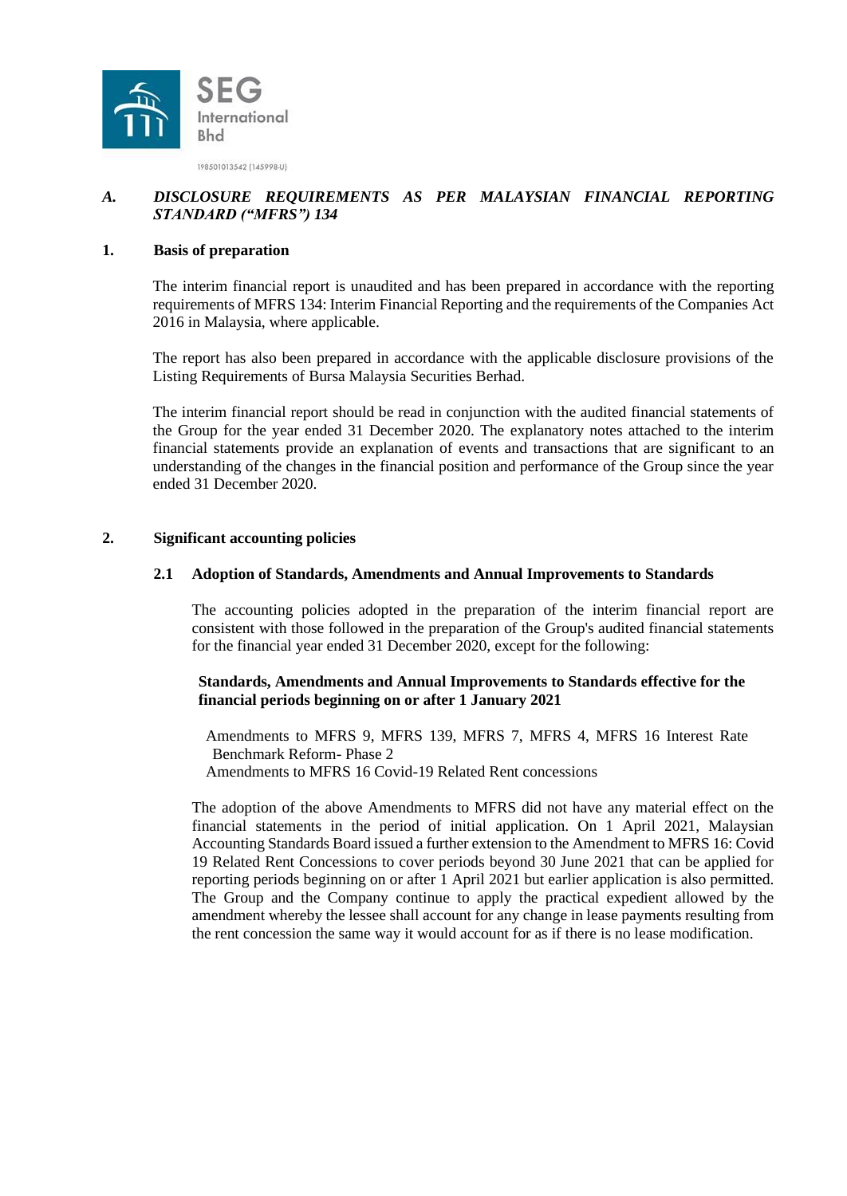SEG International Bhd

198501013542 (145998-U)

## *A. DISCLOSURE REQUIREMENTS AS PER MALAYSIAN FINANCIAL REPORTING STANDARD ("MFRS") 134*

### 1. Basis of preparation

The interim financial report is unaudited and has been prepared in accordance with the reporting requirements of MFRS 134: Interim Financial Reporting and the requirements of the Companies Act 2016 in Malaysia, where applicable.

The report has also been prepared in accordance with the applicable disclosure provisions of the Listing Requirements of Bursa Malaysia Securities Berhad.

The interim financial report should be read in conjunction with the audited financial statements of the Group for the year ended 31 December 2020. The explanatory notes attached to the interim financial statements provide an explanation of events and transactions that are significant to an understanding of the changes in the financial position and performance of the Group since the year ended 31 December 2020.

### 2. Significant accounting policies

#### 2.1 Adoption of Standards, Amendments and Annual Improvements to Standards

The accounting policies adopted in the preparation of the interim financial report are consistent with those followed in the preparation of the Group's audited financial statements for the financial year ended 31 December 2020, except for the following:

**Standards, Amendments and Annual Improvements to Standards effective for the financial periods beginning on or after 1 January 2021**

Amendments to MFRS 9, MFRS 139, MFRS 7, MFRS 4, MFRS 16 Interest Rate Benchmark Reform- Phase 2
Amendments to MFRS 16 Covid-19 Related Rent concessions

The adoption of the above Amendments to MFRS did not have any material effect on the financial statements in the period of initial application. On 1 April 2021, Malaysian Accounting Standards Board issued a further extension to the Amendment to MFRS 16: Covid 19 Related Rent Concessions to cover periods beyond 30 June 2021 that can be applied for reporting periods beginning on or after 1 April 2021 but earlier application is also permitted. The Group and the Company continue to apply the practical expedient allowed by the amendment whereby the lessee shall account for any change in lease payments resulting from the rent concession the same way it would account for as if there is no lease modification.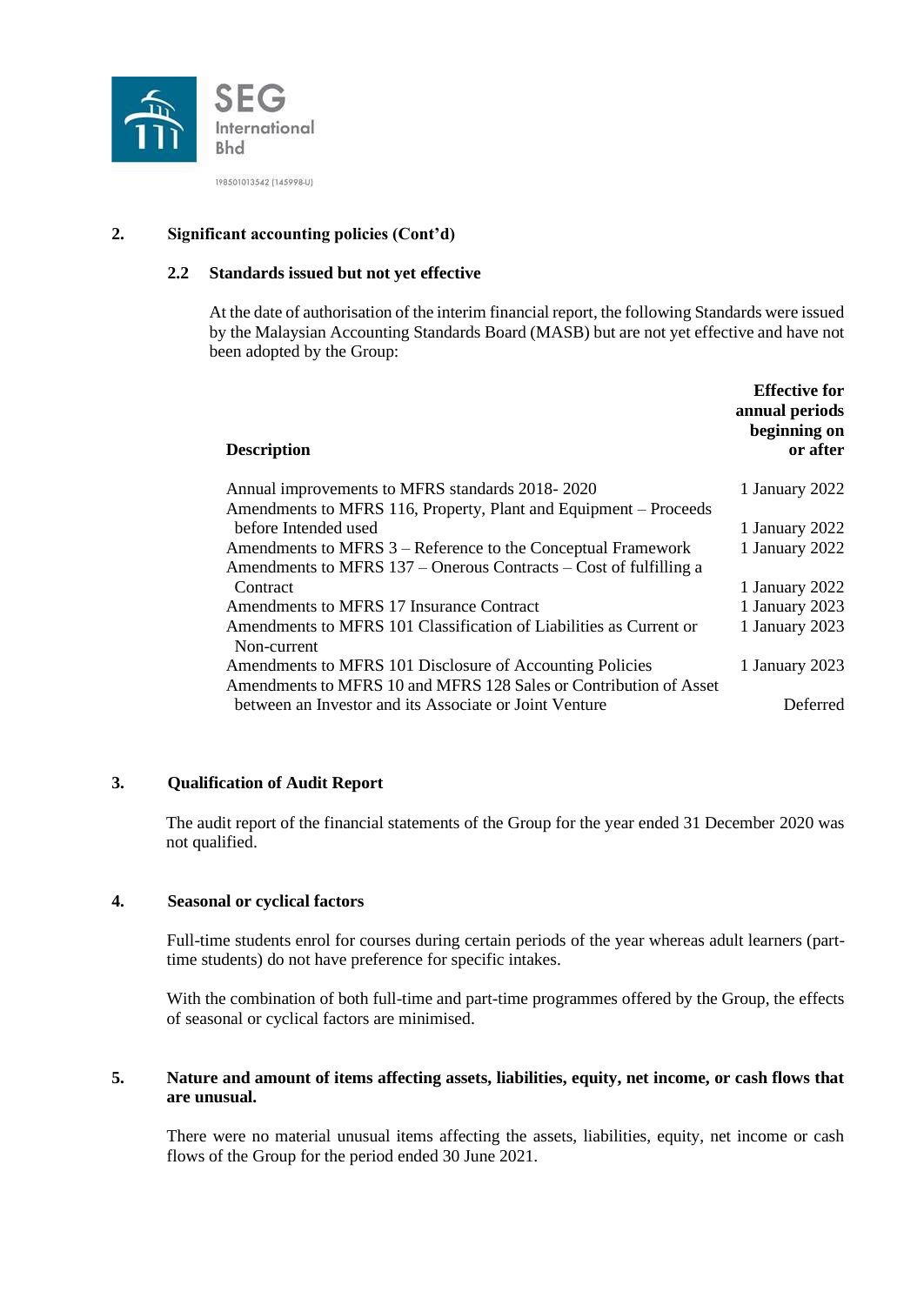## 2. Significant accounting policies (Cont'd)

### 2.2 Standards issued but not yet effective

At the date of authorisation of the interim financial report, the following Standards were issued by the Malaysian Accounting Standards Board (MASB) but are not yet effective and have not been adopted by the Group:

| Description | Effective for annual periods beginning on or after |
|---|---|
| Annual improvements to MFRS standards 2018- 2020 | 1 January 2022 |
| Amendments to MFRS 116, Property, Plant and Equipment – Proceeds before Intended used | 1 January 2022 |
| Amendments to MFRS 3 – Reference to the Conceptual Framework | 1 January 2022 |
| Amendments to MFRS 137 – Onerous Contracts – Cost of fulfilling a Contract | 1 January 2022 |
| Amendments to MFRS 17 Insurance Contract | 1 January 2023 |
| Amendments to MFRS 101 Classification of Liabilities as Current or Non-current | 1 January 2023 |
| Amendments to MFRS 101 Disclosure of Accounting Policies | 1 January 2023 |
| Amendments to MFRS 10 and MFRS 128 Sales or Contribution of Asset between an Investor and its Associate or Joint Venture | Deferred |

## 3. Qualification of Audit Report

The audit report of the financial statements of the Group for the year ended 31 December 2020 was not qualified.

## 4. Seasonal or cyclical factors

Full-time students enrol for courses during certain periods of the year whereas adult learners (part-time students) do not have preference for specific intakes.

With the combination of both full-time and part-time programmes offered by the Group, the effects of seasonal or cyclical factors are minimised.

## 5. Nature and amount of items affecting assets, liabilities, equity, net income, or cash flows that are unusual.

There were no material unusual items affecting the assets, liabilities, equity, net income or cash flows of the Group for the period ended 30 June 2021.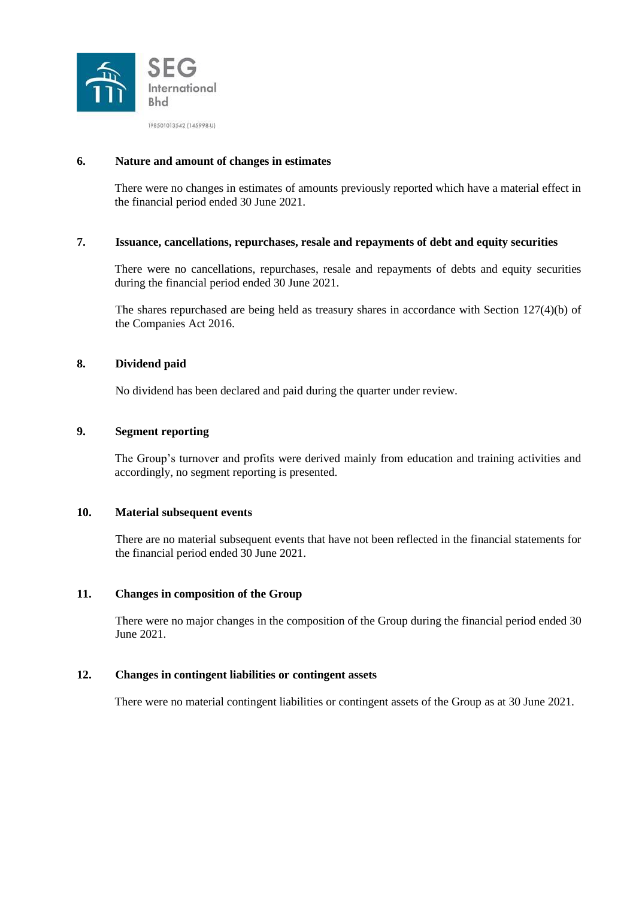### 6. Nature and amount of changes in estimates

There were no changes in estimates of amounts previously reported which have a material effect in the financial period ended 30 June 2021.

### 7. Issuance, cancellations, repurchases, resale and repayments of debt and equity securities

There were no cancellations, repurchases, resale and repayments of debts and equity securities during the financial period ended 30 June 2021.

The shares repurchased are being held as treasury shares in accordance with Section 127(4)(b) of the Companies Act 2016.

### 8. Dividend paid

No dividend has been declared and paid during the quarter under review.

### 9. Segment reporting

The Group's turnover and profits were derived mainly from education and training activities and accordingly, no segment reporting is presented.

### 10. Material subsequent events

There are no material subsequent events that have not been reflected in the financial statements for the financial period ended 30 June 2021.

### 11. Changes in composition of the Group

There were no major changes in the composition of the Group during the financial period ended 30 June 2021.

### 12. Changes in contingent liabilities or contingent assets

There were no material contingent liabilities or contingent assets of the Group as at 30 June 2021.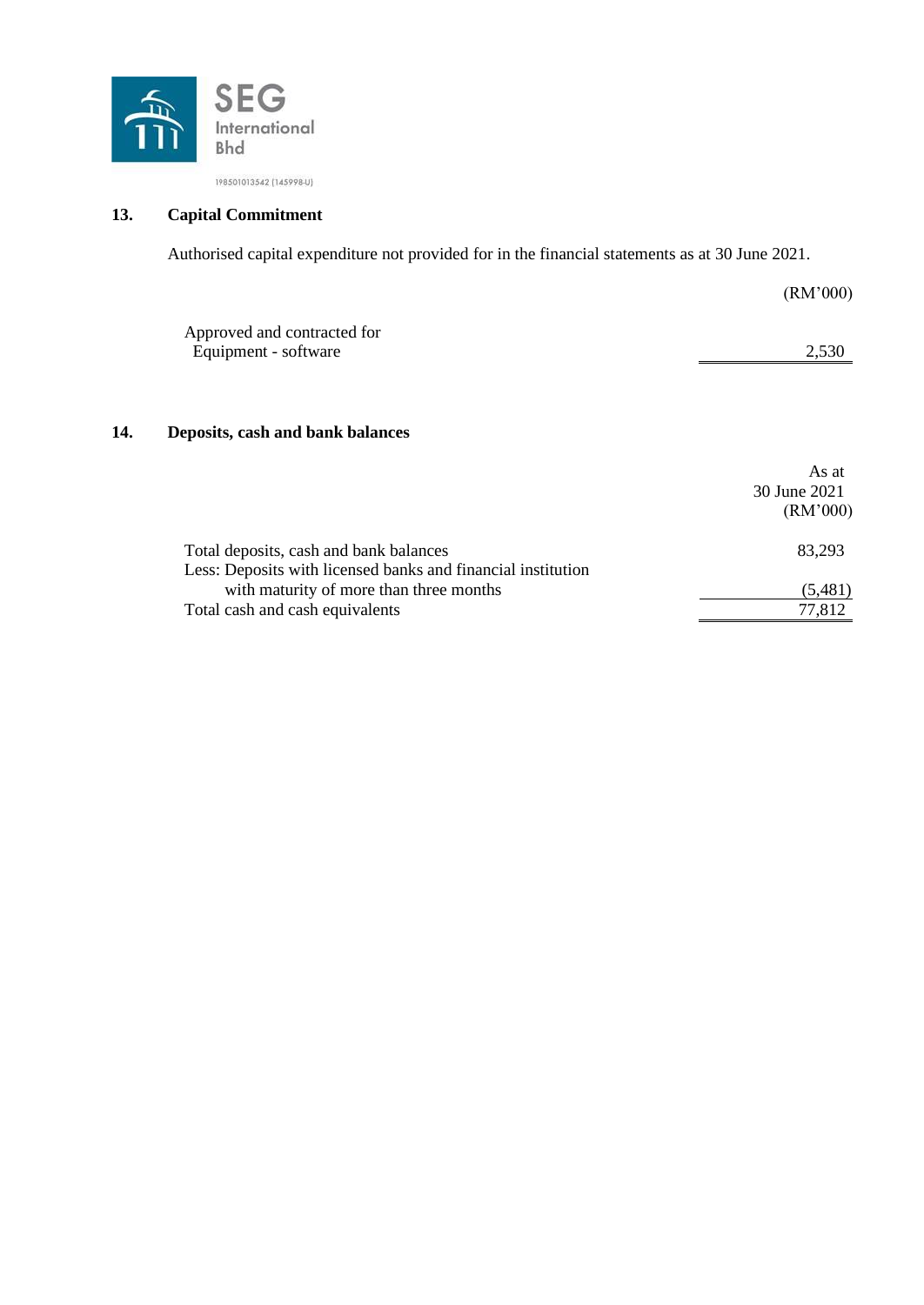## 13. Capital Commitment

Authorised capital expenditure not provided for in the financial statements as at 30 June 2021.

| | (RM'000) |
|---|---|
| Approved and contracted for | |
| Equipment - software | 2,530 |

## 14. Deposits, cash and bank balances

| | As at 30 June 2021 (RM'000) |
|---|---|
| Total deposits, cash and bank balances | 83,293 |
| Less: Deposits with licensed banks and financial institution with maturity of more than three months | (5,481) |
| Total cash and cash equivalents | 77,812 |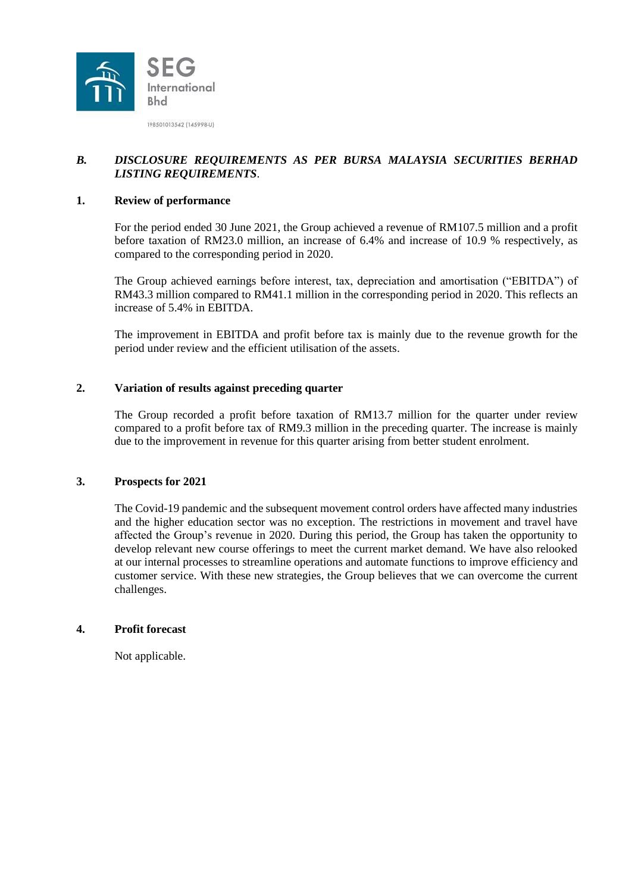## *B. DISCLOSURE REQUIREMENTS AS PER BURSA MALAYSIA SECURITIES BERHAD LISTING REQUIREMENTS*.

### 1. Review of performance

For the period ended 30 June 2021, the Group achieved a revenue of RM107.5 million and a profit before taxation of RM23.0 million, an increase of 6.4% and increase of 10.9 % respectively, as compared to the corresponding period in 2020.

The Group achieved earnings before interest, tax, depreciation and amortisation ("EBITDA") of RM43.3 million compared to RM41.1 million in the corresponding period in 2020. This reflects an increase of 5.4% in EBITDA.

The improvement in EBITDA and profit before tax is mainly due to the revenue growth for the period under review and the efficient utilisation of the assets.

### 2. Variation of results against preceding quarter

The Group recorded a profit before taxation of RM13.7 million for the quarter under review compared to a profit before tax of RM9.3 million in the preceding quarter. The increase is mainly due to the improvement in revenue for this quarter arising from better student enrolment.

### 3. Prospects for 2021

The Covid-19 pandemic and the subsequent movement control orders have affected many industries and the higher education sector was no exception. The restrictions in movement and travel have affected the Group's revenue in 2020. During this period, the Group has taken the opportunity to develop relevant new course offerings to meet the current market demand. We have also relooked at our internal processes to streamline operations and automate functions to improve efficiency and customer service. With these new strategies, the Group believes that we can overcome the current challenges.

### 4. Profit forecast

Not applicable.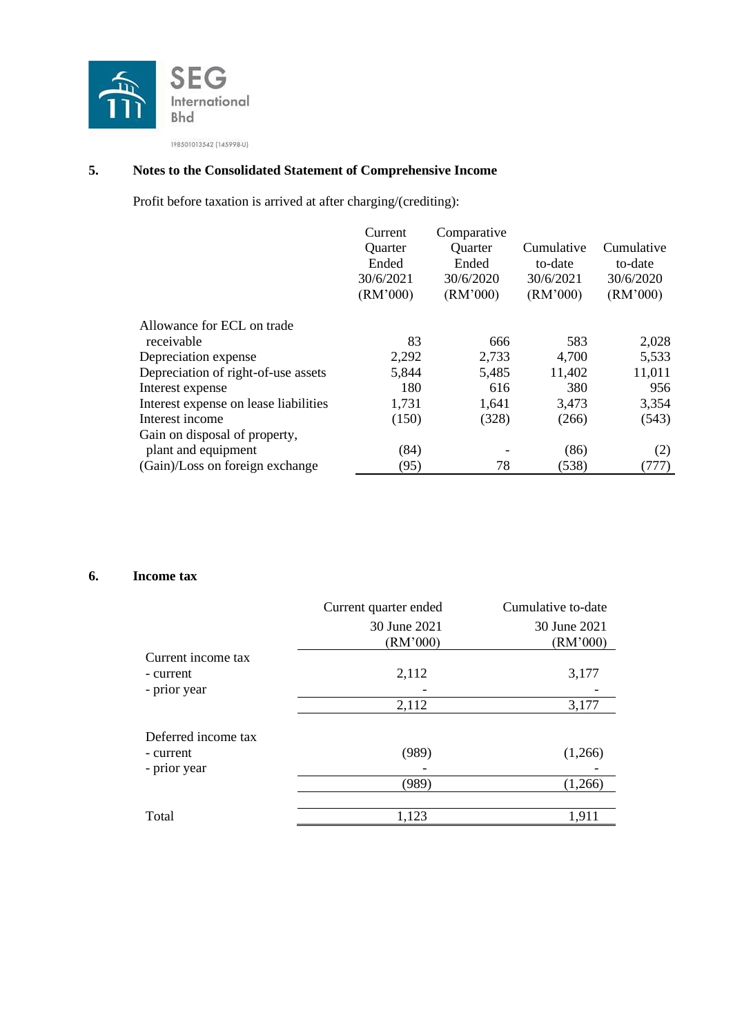SEG International Bhd

198501013542 (145998-U)

## 5. Notes to the Consolidated Statement of Comprehensive Income

Profit before taxation is arrived at after charging/(crediting):

| | Current Quarter Ended 30/6/2021 (RM'000) | Comparative Quarter Ended 30/6/2020 (RM'000) | Cumulative to-date 30/6/2021 (RM'000) | Cumulative to-date 30/6/2020 (RM'000) |
|---|---|---|---|---|
| Allowance for ECL on trade receivable | 83 | 666 | 583 | 2,028 |
| Depreciation expense | 2,292 | 2,733 | 4,700 | 5,533 |
| Depreciation of right-of-use assets | 5,844 | 5,485 | 11,402 | 11,011 |
| Interest expense | 180 | 616 | 380 | 956 |
| Interest expense on lease liabilities | 1,731 | 1,641 | 3,473 | 3,354 |
| Interest income | (150) | (328) | (266) | (543) |
| Gain on disposal of property, plant and equipment | (84) | - | (86) | (2) |
| (Gain)/Loss on foreign exchange | (95) | 78 | (538) | (777) |

## 6. Income tax

| | Current quarter ended 30 June 2021 (RM'000) | Cumulative to-date 30 June 2021 (RM'000) |
|---|---|---|
| Current income tax | | |
| - current | 2,112 | 3,177 |
| - prior year | - | - |
| | 2,112 | 3,177 |
| Deferred income tax | | |
| - current | (989) | (1,266) |
| - prior year | - | - |
| | (989) | (1,266) |
| Total | 1,123 | 1,911 |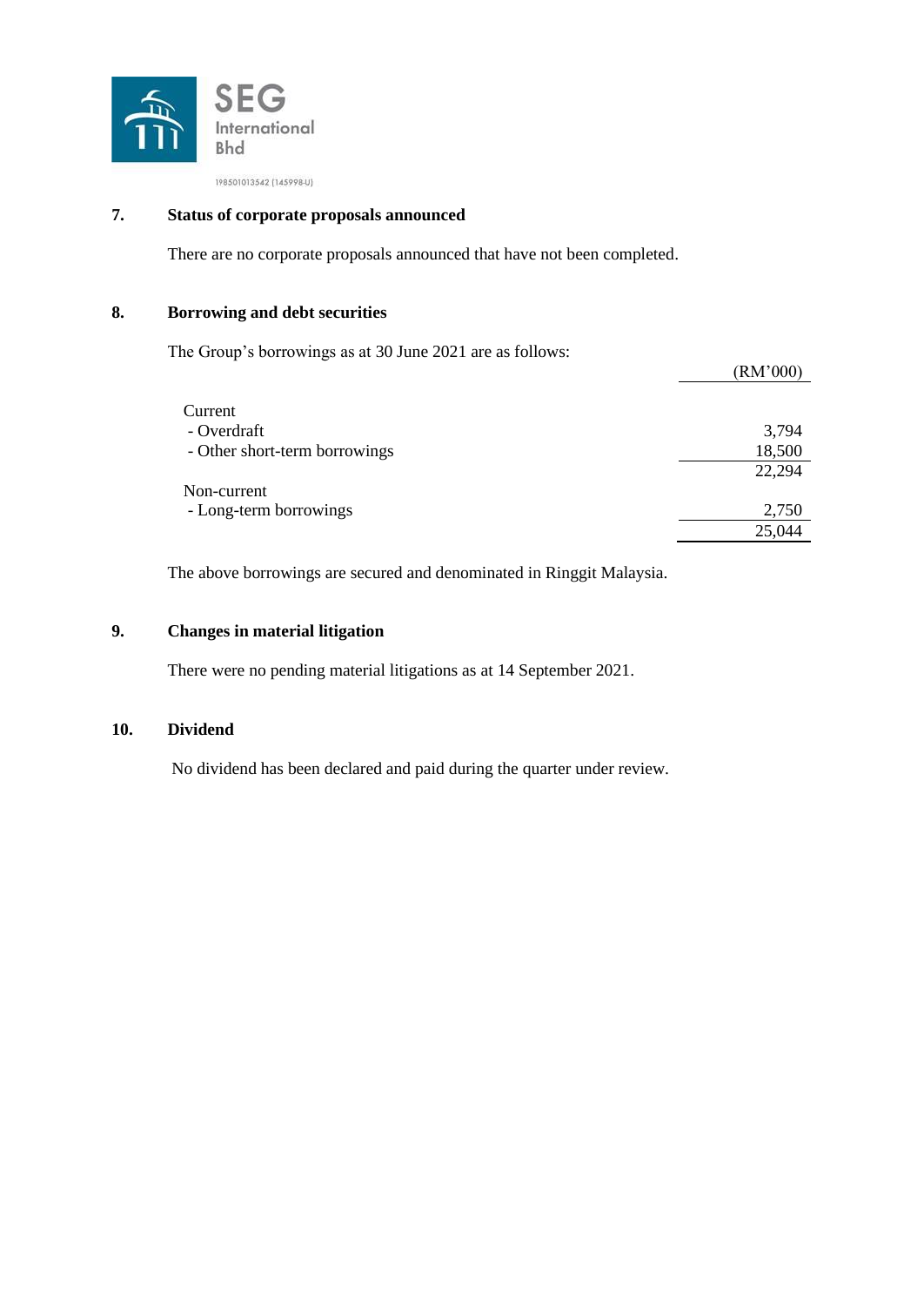SEG International Bhd

198501013542 (145998-U)

## 7. Status of corporate proposals announced

There are no corporate proposals announced that have not been completed.

## 8. Borrowing and debt securities

The Group's borrowings as at 30 June 2021 are as follows:

| | (RM'000) |
|---|---|
| Current | |
| - Overdraft | 3,794 |
| - Other short-term borrowings | 18,500 |
| | 22,294 |
| Non-current | |
| - Long-term borrowings | 2,750 |
| | 25,044 |

The above borrowings are secured and denominated in Ringgit Malaysia.

## 9. Changes in material litigation

There were no pending material litigations as at 14 September 2021.

## 10. Dividend

No dividend has been declared and paid during the quarter under review.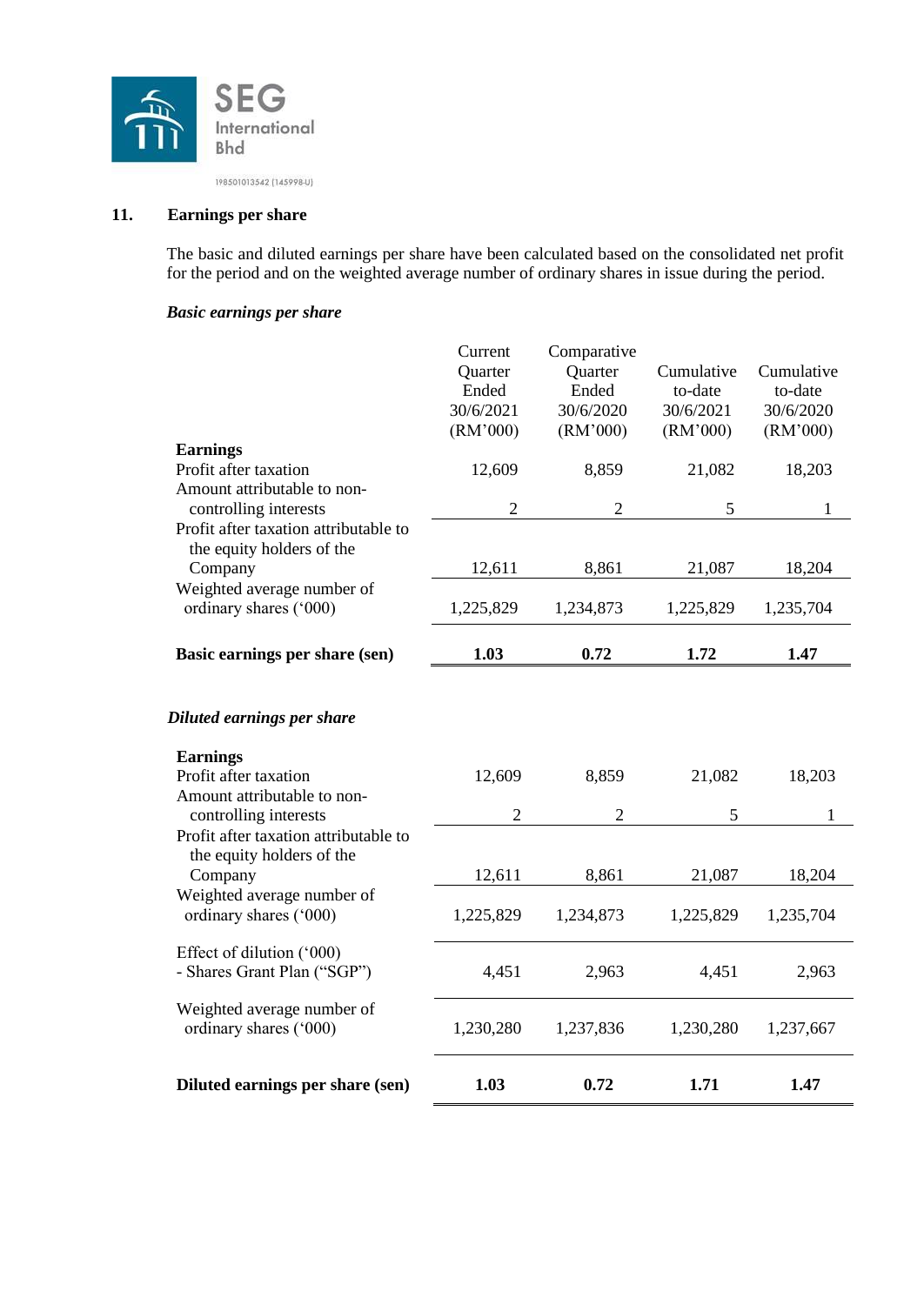## 11. Earnings per share

The basic and diluted earnings per share have been calculated based on the consolidated net profit for the period and on the weighted average number of ordinary shares in issue during the period.

### *Basic earnings per share*

| | Current Quarter Ended 30/6/2021 (RM'000) | Comparative Quarter Ended 30/6/2020 (RM'000) | Cumulative to-date 30/6/2021 (RM'000) | Cumulative to-date 30/6/2020 (RM'000) |
|---|---|---|---|---|
| **Earnings** | | | | |
| Profit after taxation | 12,609 | 8,859 | 21,082 | 18,203 |
| Amount attributable to non-controlling interests | 2 | 2 | 5 | 1 |
| Profit after taxation attributable to the equity holders of the Company | 12,611 | 8,861 | 21,087 | 18,204 |
| Weighted average number of ordinary shares ('000) | 1,225,829 | 1,234,873 | 1,225,829 | 1,235,704 |
| **Basic earnings per share (sen)** | **1.03** | **0.72** | **1.72** | **1.47** |

### *Diluted earnings per share*

| | Current Quarter Ended 30/6/2021 (RM'000) | Comparative Quarter Ended 30/6/2020 (RM'000) | Cumulative to-date 30/6/2021 (RM'000) | Cumulative to-date 30/6/2020 (RM'000) |
|---|---|---|---|---|
| **Earnings** | | | | |
| Profit after taxation | 12,609 | 8,859 | 21,082 | 18,203 |
| Amount attributable to non-controlling interests | 2 | 2 | 5 | 1 |
| Profit after taxation attributable to the equity holders of the Company | 12,611 | 8,861 | 21,087 | 18,204 |
| Weighted average number of ordinary shares ('000) | 1,225,829 | 1,234,873 | 1,225,829 | 1,235,704 |
| Effect of dilution ('000) - Shares Grant Plan ("SGP") | 4,451 | 2,963 | 4,451 | 2,963 |
| Weighted average number of ordinary shares ('000) | 1,230,280 | 1,237,836 | 1,230,280 | 1,237,667 |
| **Diluted earnings per share (sen)** | **1.03** | **0.72** | **1.71** | **1.47** |